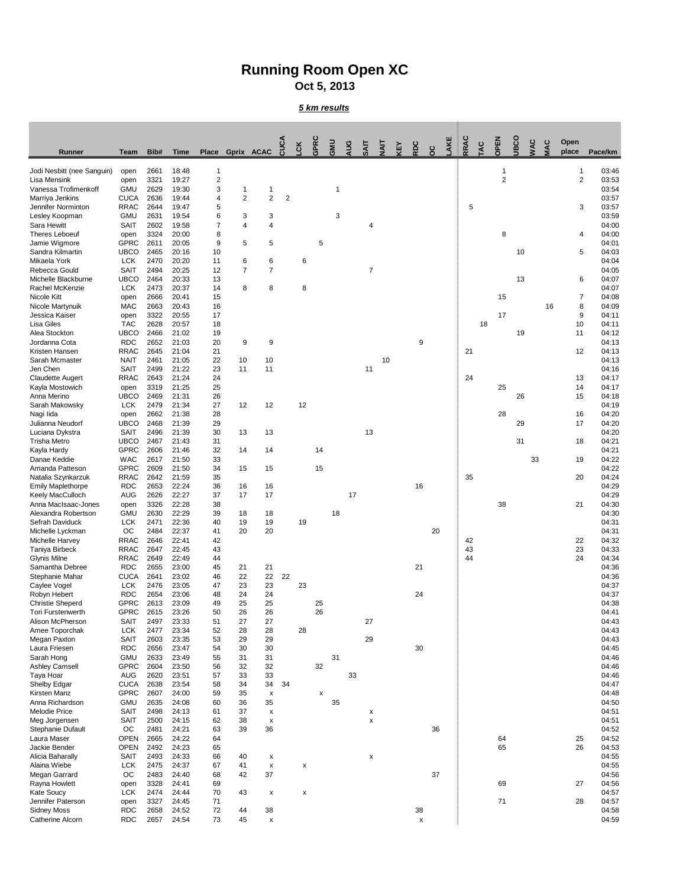# Running Room Open XC

## Oct 5, 2013

***5 km results***

| Runner | Team | Bib# | Time | Place | Gprix | ACAC | CUCA | LCK | GPRC | GMU | AUG | SAIT | NAIT | KEY | RDC | OC | LAKE | RRAC | TAC | OPEN | UBCO | WAC | MAC | Open place | Pace/km |
|---|---|---|---|---|---|---|---|---|---|---|---|---|---|---|---|---|---|---|---|---|---|---|---|---|---|
| Jodi Nesbitt (nee Sanguin) | open | 2661 | 18:48 | 1 | | | | | | | | | | | | | | | | 1 | | | | 1 | 03:46 |
| Lisa Mensink | open | 3321 | 19:27 | 2 | | | | | | | | | | | | | | | | 2 | | | | 2 | 03:53 |
| Vanessa Trofimenkoff | GMU | 2629 | 19:30 | 3 | 1 | 1 | | | | 1 | | | | | | | | | | | | | | | 03:54 |
| Marriya Jenkins | CUCA | 2636 | 19:44 | 4 | 2 | 2 | 2 | | | | | | | | | | | | | | | | | | 03:57 |
| Jennifer Norminton | RRAC | 2644 | 19:47 | 5 | | | | | | | | | | | | | | 5 | | | | | | 3 | 03:57 |
| Lesley Koopman | GMU | 2631 | 19:54 | 6 | 3 | 3 | | | | 3 | | | | | | | | | | | | | | | 03:59 |
| Sara Hewitt | SAIT | 2602 | 19:58 | 7 | 4 | 4 | | | | | | 4 | | | | | | | | | | | | | 04:00 |
| Theres Leboeuf | open | 3324 | 20:00 | 8 | | | | | | | | | | | | | | | | 8 | | | | 4 | 04:00 |
| Jamie Wigmore | GPRC | 2611 | 20:05 | 9 | 5 | 5 | | | 5 | | | | | | | | | | | | | | | | 04:01 |
| Sandra Kilmartin | UBCO | 2465 | 20:16 | 10 | | | | | | | | | | | | | | | | | 10 | | | 5 | 04:03 |
| Mikaela York | LCK | 2470 | 20:20 | 11 | 6 | 6 | | 6 | | | | | | | | | | | | | | | | | 04:04 |
| Rebecca Gould | SAIT | 2494 | 20:25 | 12 | 7 | 7 | | | | | | 7 | | | | | | | | | | | | | 04:05 |
| Michelle Blackburne | UBCO | 2464 | 20:33 | 13 | | | | | | | | | | | | | | | | | 13 | | | 6 | 04:07 |
| Rachel McKenzie | LCK | 2473 | 20:37 | 14 | 8 | 8 | | 8 | | | | | | | | | | | | | | | | | 04:07 |
| Nicole Kitt | open | 2666 | 20:41 | 15 | | | | | | | | | | | | | | | | 15 | | | | 7 | 04:08 |
| Nicole Martynuik | MAC | 2663 | 20:43 | 16 | | | | | | | | | | | | | | | | | | | 16 | 8 | 04:09 |
| Jessica Kaiser | open | 3322 | 20:55 | 17 | | | | | | | | | | | | | | | | 17 | | | | 9 | 04:11 |
| Lisa Giles | TAC | 2628 | 20:57 | 18 | | | | | | | | | | | | | | | 18 | | | | | 10 | 04:11 |
| Alea Stockton | UBCO | 2466 | 21:02 | 19 | | | | | | | | | | | | | | | | | 19 | | | 11 | 04:12 |
| Jordanna Cota | RDC | 2652 | 21:03 | 20 | 9 | 9 | | | | | | | | | 9 | | | | | | | | | | 04:13 |
| Kristen Hansen | RRAC | 2645 | 21:04 | 21 | | | | | | | | | | | | | | 21 | | | | | | 12 | 04:13 |
| Sarah Mcmaster | NAIT | 2461 | 21:05 | 22 | 10 | 10 | | | | | | | 10 | | | | | | | | | | | | 04:13 |
| Jen Chen | SAIT | 2499 | 21:22 | 23 | 11 | 11 | | | | | | 11 | | | | | | | | | | | | | 04:16 |
| Claudette Augert | RRAC | 2643 | 21:24 | 24 | | | | | | | | | | | | | | 24 | | | | | | 13 | 04:17 |
| Kayla Mostowich | open | 3319 | 21:25 | 25 | | | | | | | | | | | | | | | | 25 | | | | 14 | 04:17 |
| Anna Merino | UBCO | 2469 | 21:31 | 26 | | | | | | | | | | | | | | | | | 26 | | | 15 | 04:18 |
| Sarah Makowsky | LCK | 2479 | 21:34 | 27 | 12 | 12 | | 12 | | | | | | | | | | | | | | | | | 04:19 |
| Nagi Iida | open | 2662 | 21:38 | 28 | | | | | | | | | | | | | | | | 28 | | | | 16 | 04:20 |
| Julianna Neudorf | UBCO | 2468 | 21:39 | 29 | | | | | | | | | | | | | | | | | 29 | | | 17 | 04:20 |
| Luciana Dykstra | SAIT | 2496 | 21:39 | 30 | 13 | 13 | | | | | | 13 | | | | | | | | | | | | | 04:20 |
| Trisha Metro | UBCO | 2467 | 21:43 | 31 | | | | | | | | | | | | | | | | | 31 | | | 18 | 04:21 |
| Kayla Hardy | GPRC | 2606 | 21:46 | 32 | 14 | 14 | | | 14 | | | | | | | | | | | | | | | | 04:21 |
| Danae Keddie | WAC | 2617 | 21:50 | 33 | | | | | | | | | | | | | | | | | | 33 | | 19 | 04:22 |
| Amanda Patteson | GPRC | 2609 | 21:50 | 34 | 15 | 15 | | | 15 | | | | | | | | | | | | | | | | 04:22 |
| Natalia Szynkarzuk | RRAC | 2642 | 21:59 | 35 | | | | | | | | | | | | | | 35 | | | | | | 20 | 04:24 |
| Emily Maplethorpe | RDC | 2653 | 22:24 | 36 | 16 | 16 | | | | | | | | | 16 | | | | | | | | | | 04:29 |
| Keely MacCulloch | AUG | 2626 | 22:27 | 37 | 17 | 17 | | | | | 17 | | | | | | | | | | | | | | 04:29 |
| Anna MacIsaac-Jones | open | 3326 | 22:28 | 38 | | | | | | | | | | | | | | | | 38 | | | | 21 | 04:30 |
| Alexandra Robertson | GMU | 2630 | 22:29 | 39 | 18 | 18 | | | | 18 | | | | | | | | | | | | | | | 04:30 |
| Sefrah Daviduck | LCK | 2471 | 22:36 | 40 | 19 | 19 | | 19 | | | | | | | | | | | | | | | | | 04:31 |
| Michelle Lyckman | OC | 2484 | 22:37 | 41 | 20 | 20 | | | | | | | | | | 20 | | | | | | | | | 04:31 |
| Michelle Harvey | RRAC | 2646 | 22:41 | 42 | | | | | | | | | | | | | | 42 | | | | | | 22 | 04:32 |
| Taniya Birbeck | RRAC | 2647 | 22:45 | 43 | | | | | | | | | | | | | | 43 | | | | | | 23 | 04:33 |
| Glynis Milne | RRAC | 2649 | 22:49 | 44 | | | | | | | | | | | | | | 44 | | | | | | 24 | 04:34 |
| Samantha Debree | RDC | 2655 | 23:00 | 45 | 21 | 21 | | | | | | | | | 21 | | | | | | | | | | 04:36 |
| Stephanie Mahar | CUCA | 2641 | 23:02 | 46 | 22 | 22 | 22 | | | | | | | | | | | | | | | | | | 04:36 |
| Caylee Vogel | LCK | 2476 | 23:05 | 47 | 23 | 23 | | 23 | | | | | | | | | | | | | | | | | 04:37 |
| Robyn Hebert | RDC | 2654 | 23:06 | 48 | 24 | 24 | | | | | | | | | 24 | | | | | | | | | | 04:37 |
| Christie Sheperd | GPRC | 2613 | 23:09 | 49 | 25 | 25 | | | 25 | | | | | | | | | | | | | | | | 04:38 |
| Tori Furstenwerth | GPRC | 2615 | 23:26 | 50 | 26 | 26 | | | 26 | | | | | | | | | | | | | | | | 04:41 |
| Alison McPherson | SAIT | 2497 | 23:33 | 51 | 27 | 27 | | | | | | 27 | | | | | | | | | | | | | 04:43 |
| Amee Toporchak | LCK | 2477 | 23:34 | 52 | 28 | 28 | | 28 | | | | | | | | | | | | | | | | | 04:43 |
| Megan Paxton | SAIT | 2603 | 23:35 | 53 | 29 | 29 | | | | | | 29 | | | | | | | | | | | | | 04:43 |
| Laura Friesen | RDC | 2656 | 23:47 | 54 | 30 | 30 | | | | | | | | | 30 | | | | | | | | | | 04:45 |
| Sarah Hong | GMU | 2633 | 23:49 | 55 | 31 | 31 | | | | 31 | | | | | | | | | | | | | | | 04:46 |
| Ashley Camsell | GPRC | 2604 | 23:50 | 56 | 32 | 32 | | | 32 | | | | | | | | | | | | | | | | 04:46 |
| Taya Hoar | AUG | 2620 | 23:51 | 57 | 33 | 33 | | | | | 33 | | | | | | | | | | | | | | 04:46 |
| Shelby Edgar | CUCA | 2638 | 23:54 | 58 | 34 | 34 | 34 | | | | | | | | | | | | | | | | | | 04:47 |
| Kirsten Manz | GPRC | 2607 | 24:00 | 59 | 35 | x | | | x | | | | | | | | | | | | | | | | 04:48 |
| Anna Richardson | GMU | 2635 | 24:08 | 60 | 36 | 35 | | | | 35 | | | | | | | | | | | | | | | 04:50 |
| Melodie Price | SAIT | 2498 | 24:13 | 61 | 37 | x | | | | | | x | | | | | | | | | | | | | 04:51 |
| Meg Jorgensen | SAIT | 2500 | 24:15 | 62 | 38 | x | | | | | | x | | | | | | | | | | | | | 04:51 |
| Stephanie Dufault | OC | 2481 | 24:21 | 63 | 39 | 36 | | | | | | | | | | 36 | | | | | | | | | 04:52 |
| Laura Maser | OPEN | 2665 | 24:22 | 64 | | | | | | | | | | | | | | | | 64 | | | | 25 | 04:52 |
| Jackie Bender | OPEN | 2492 | 24:23 | 65 | | | | | | | | | | | | | | | | 65 | | | | 26 | 04:53 |
| Alicia Baharally | SAIT | 2493 | 24:33 | 66 | 40 | x | | | | | | x | | | | | | | | | | | | | 04:55 |
| Alaina Wiebe | LCK | 2475 | 24:37 | 67 | 41 | x | | x | | | | | | | | | | | | | | | | | 04:55 |
| Megan Garrard | OC | 2483 | 24:40 | 68 | 42 | 37 | | | | | | | | | | 37 | | | | | | | | | 04:56 |
| Rayna Howlett | open | 3328 | 24:41 | 69 | | | | | | | | | | | | | | | | 69 | | | | 27 | 04:56 |
| Kate Soucy | LCK | 2474 | 24:44 | 70 | 43 | x | | x | | | | | | | | | | | | | | | | | 04:57 |
| Jennifer Paterson | open | 3327 | 24:45 | 71 | | | | | | | | | | | | | | | | 71 | | | | 28 | 04:57 |
| Sidney Moss | RDC | 2658 | 24:52 | 72 | 44 | 38 | | | | | | | | | 38 | | | | | | | | | | 04:58 |
| Catherine Alcorn | RDC | 2657 | 24:54 | 73 | 45 | x | | | | | | | | | x | | | | | | | | | | 04:59 |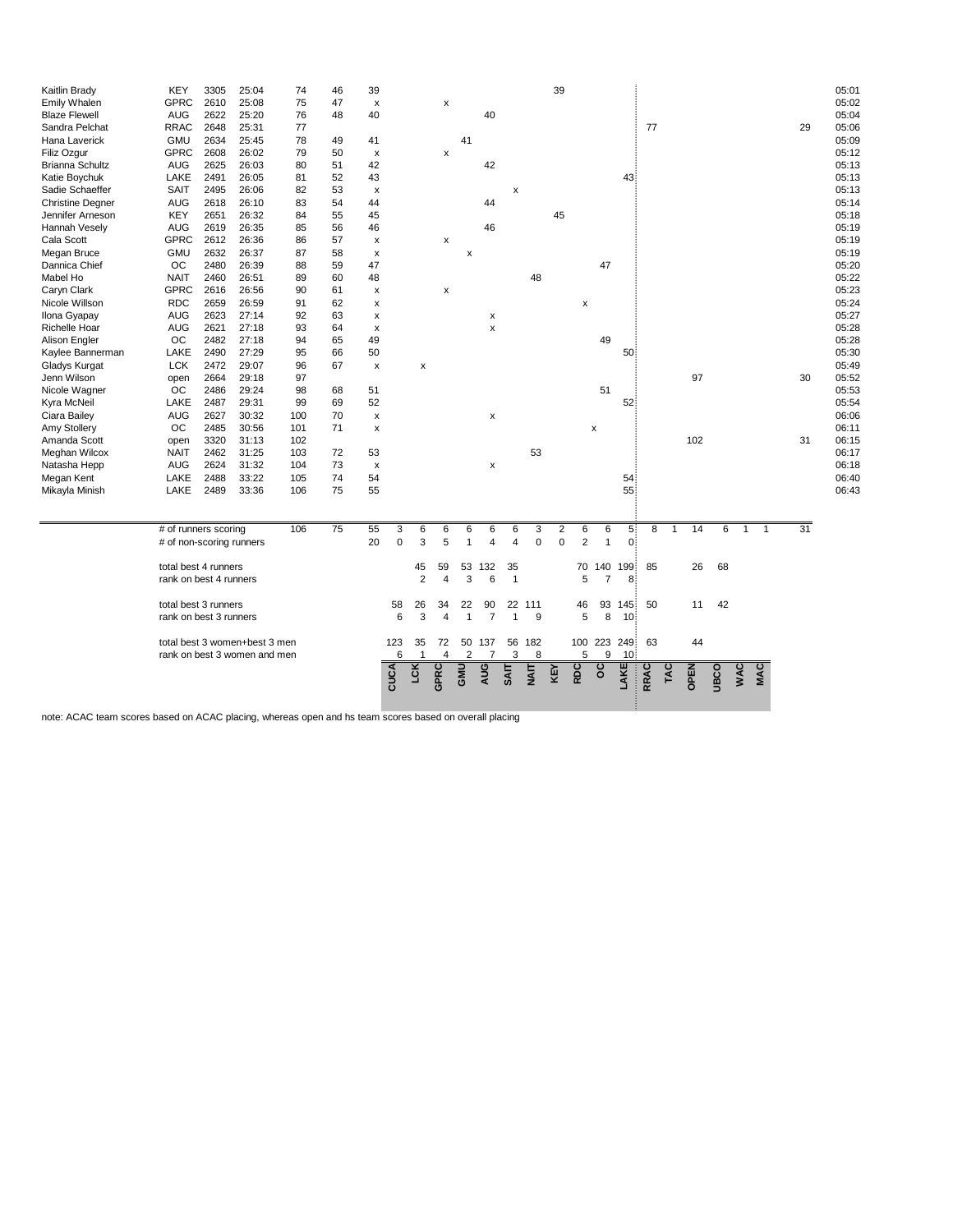| | | | | | | | | | | | | | | | | | | | | | | | | | |
|---|---|---|---|---|---|---|---|---|---|---|---|---|---|---|---|---|---|---|---|---|---|---|---|---|---|
| Kaitlin Brady | KEY | 3305 | 25:04 | 74 | 46 | 39 | | | | | | | | 39 | | | | | | | | | | | 05:01 |
| Emily Whalen | GPRC | 2610 | 25:08 | 75 | 47 | x | | | x | | | | | | | | | | | | | | | | 05:02 |
| Blaze Flewell | AUG | 2622 | 25:20 | 76 | 48 | 40 | | | | | 40 | | | | | | | | | | | | | | 05:04 |
| Sandra Pelchat | RRAC | 2648 | 25:31 | 77 | | | | | | | | | | | | | | 77 | | | | | | 29 | 05:06 |
| Hana Laverick | GMU | 2634 | 25:45 | 78 | 49 | 41 | | | | 41 | | | | | | | | | | | | | | | 05:09 |
| Filiz Ozgur | GPRC | 2608 | 26:02 | 79 | 50 | x | | | x | | | | | | | | | | | | | | | | 05:12 |
| Brianna Schultz | AUG | 2625 | 26:03 | 80 | 51 | 42 | | | | | 42 | | | | | | | | | | | | | | 05:13 |
| Katie Boychuk | LAKE | 2491 | 26:05 | 81 | 52 | 43 | | | | | | | | | | | 43 | | | | | | | | 05:13 |
| Sadie Schaeffer | SAIT | 2495 | 26:06 | 82 | 53 | x | | | | | | x | | | | | | | | | | | | | 05:13 |
| Christine Degner | AUG | 2618 | 26:10 | 83 | 54 | 44 | | | | | 44 | | | | | | | | | | | | | | 05:14 |
| Jennifer Arneson | KEY | 2651 | 26:32 | 84 | 55 | 45 | | | | | | | | 45 | | | | | | | | | | | 05:18 |
| Hannah Vesely | AUG | 2619 | 26:35 | 85 | 56 | 46 | | | | | 46 | | | | | | | | | | | | | | 05:19 |
| Cala Scott | GPRC | 2612 | 26:36 | 86 | 57 | x | | | x | | | | | | | | | | | | | | | | 05:19 |
| Megan Bruce | GMU | 2632 | 26:37 | 87 | 58 | x | | | | x | | | | | | | | | | | | | | | 05:19 |
| Dannica Chief | OC | 2480 | 26:39 | 88 | 59 | 47 | | | | | | | | | | 47 | | | | | | | | | 05:20 |
| Mabel Ho | NAIT | 2460 | 26:51 | 89 | 60 | 48 | | | | | | | 48 | | | | | | | | | | | | 05:22 |
| Caryn Clark | GPRC | 2616 | 26:56 | 90 | 61 | x | | | x | | | | | | | | | | | | | | | | 05:23 |
| Nicole Willson | RDC | 2659 | 26:59 | 91 | 62 | x | | | | | | | | | x | | | | | | | | | | 05:24 |
| Ilona Gyapay | AUG | 2623 | 27:14 | 92 | 63 | x | | | | | x | | | | | | | | | | | | | | 05:27 |
| Richelle Hoar | AUG | 2621 | 27:18 | 93 | 64 | x | | | | | x | | | | | | | | | | | | | | 05:28 |
| Alison Engler | OC | 2482 | 27:18 | 94 | 65 | 49 | | | | | | | | | | 49 | | | | | | | | | 05:28 |
| Kaylee Bannerman | LAKE | 2490 | 27:29 | 95 | 66 | 50 | | | | | | | | | | | 50 | | | | | | | | 05:30 |
| Gladys Kurgat | LCK | 2472 | 29:07 | 96 | 67 | x | | x | | | | | | | | | | | | | | | | | 05:49 |
| Jenn Wilson | open | 2664 | 29:18 | 97 | | | | | | | | | | | | | | | | 97 | | | | 30 | 05:52 |
| Nicole Wagner | OC | 2486 | 29:24 | 98 | 68 | 51 | | | | | | | | | | 51 | | | | | | | | | 05:53 |
| Kyra McNeil | LAKE | 2487 | 29:31 | 99 | 69 | 52 | | | | | | | | | | | 52 | | | | | | | | 05:54 |
| Ciara Bailey | AUG | 2627 | 30:32 | 100 | 70 | x | | | | | x | | | | | | | | | | | | | | 06:06 |
| Amy Stollery | OC | 2485 | 30:56 | 101 | 71 | x | | | | | | | | | | x | | | | | | | | | 06:11 |
| Amanda Scott | open | 3320 | 31:13 | 102 | | | | | | | | | | | | | | | | 102 | | | | 31 | 06:15 |
| Meghan Wilcox | NAIT | 2462 | 31:25 | 103 | 72 | 53 | | | | | | | 53 | | | | | | | | | | | | 06:17 |
| Natasha Hepp | AUG | 2624 | 31:32 | 104 | 73 | x | | | | | x | | | | | | | | | | | | | | 06:18 |
| Megan Kent | LAKE | 2488 | 33:22 | 105 | 74 | 54 | | | | | | | | | | | 54 | | | | | | | | 06:40 |
| Mikayla Minish | LAKE | 2489 | 33:36 | 106 | 75 | 55 | | | | | | | | | | | 55 | | | | | | | | 06:43 |
| | # of runners scoring | | | 106 | 75 | 55 | 3 | 6 | 6 | 6 | 6 | 6 | 3 | 2 | 6 | 6 | 5 | 8 | 1 | 14 | 6 | 1 | 1 | 31 | |
| | # of non-scoring runners | | | | | 20 | 0 | 3 | 5 | 1 | 4 | 4 | 0 | 0 | 2 | 1 | 0 | | | | | | | | |
| | total best 4 runners | | | | | | | 45 | 59 | 53 | 132 | 35 | | | 70 | 140 | 199 | 85 | | 26 | 68 | | | | |
| | rank on best 4 runners | | | | | | | 2 | 4 | 3 | 6 | 1 | | | 5 | 7 | 8 | | | | | | | | |
| | total best 3 runners | | | | | | 58 | 26 | 34 | 22 | 90 | 22 | 111 | | 46 | 93 | 145 | 50 | | 11 | 42 | | | | |
| | rank on best 3 runners | | | | | | 6 | 3 | 4 | 1 | 7 | 1 | 9 | | 5 | 8 | 10 | | | | | | | | |
| | total best 3 women+best 3 men | | | | | | 123 | 35 | 72 | 50 | 137 | 56 | 182 | | 100 | 223 | 249 | 63 | | 44 | | | | | |
| | rank on best 3 women and men | | | | | | 6 | 1 | 4 | 2 | 7 | 3 | 8 | | 5 | 9 | 10 | | | | | | | | |
| | | | | | | | CUCA | LCK | GPRC | GMU | AUG | SAIT | NAIT | KEY | RDC | OC | LAKE | RRAC | TAC | OPEN | UBCO | WAC | MAC | | |

note: ACAC team scores based on ACAC placing, whereas open and hs team scores based on overall placing